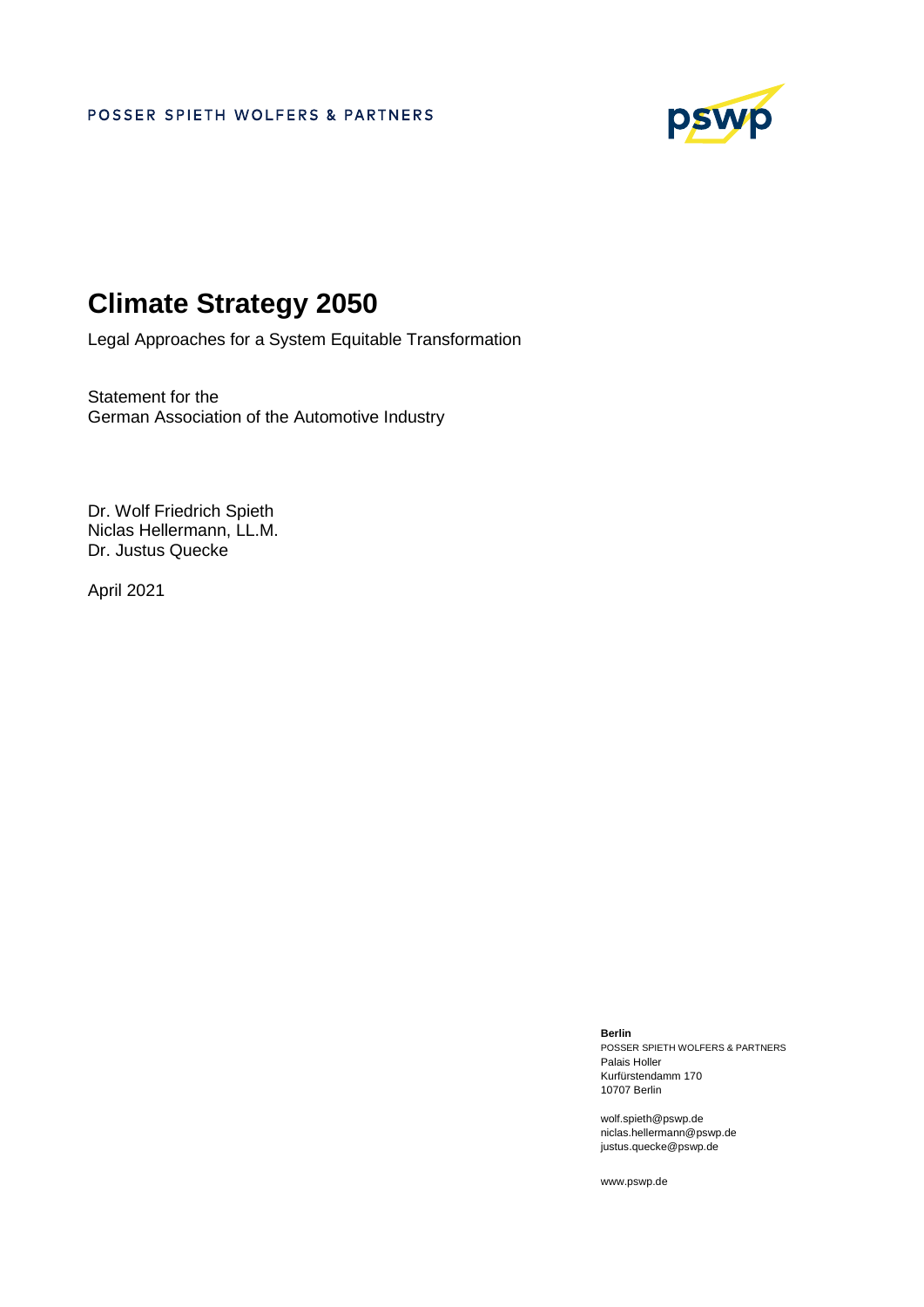POSSER SPIETH WOLFERS & PARTNERS

# Climate Strategy 2050

Legal Approaches for a System Equitable Transformation

Statement for the
German Association of the Automotive Industry

Dr. Wolf Friedrich Spieth
Niclas Hellermann, LL.M.
Dr. Justus Quecke

April 2021

**Berlin**
POSSER SPIETH WOLFERS & PARTNERS
Palais Holler
Kurfürstendamm 170
10707 Berlin

wolf.spieth@pswp.de
niclas.hellermann@pswp.de
justus.quecke@pswp.de

www.pswp.de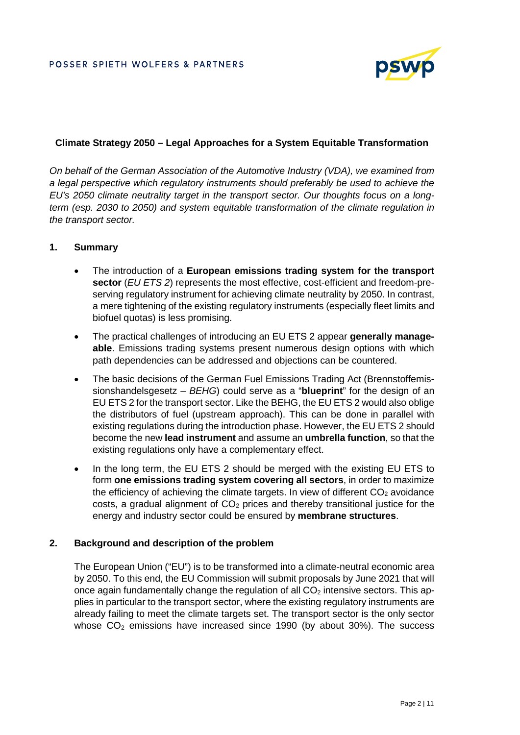**Climate Strategy 2050 – Legal Approaches for a System Equitable Transformation**

*On behalf of the German Association of the Automotive Industry (VDA), we examined from a legal perspective which regulatory instruments should preferably be used to achieve the EU's 2050 climate neutrality target in the transport sector. Our thoughts focus on a long-term (esp. 2030 to 2050) and system equitable transformation of the climate regulation in the transport sector.*

## 1. Summary

- The introduction of a **European emissions trading system for the transport sector** (*EU ETS 2*) represents the most effective, cost-efficient and freedom-preserving regulatory instrument for achieving climate neutrality by 2050. In contrast, a mere tightening of the existing regulatory instruments (especially fleet limits and biofuel quotas) is less promising.
- The practical challenges of introducing an EU ETS 2 appear **generally manageable**. Emissions trading systems present numerous design options with which path dependencies can be addressed and objections can be countered.
- The basic decisions of the German Fuel Emissions Trading Act (Brennstoffemissionshandelsgesetz – *BEHG*) could serve as a "**blueprint**" for the design of an EU ETS 2 for the transport sector. Like the BEHG, the EU ETS 2 would also oblige the distributors of fuel (upstream approach). This can be done in parallel with existing regulations during the introduction phase. However, the EU ETS 2 should become the new **lead instrument** and assume an **umbrella function**, so that the existing regulations only have a complementary effect.
- In the long term, the EU ETS 2 should be merged with the existing EU ETS to form **one emissions trading system covering all sectors**, in order to maximize the efficiency of achieving the climate targets. In view of different $CO_2$ avoidance costs, a gradual alignment of $CO_2$ prices and thereby transitional justice for the energy and industry sector could be ensured by **membrane structures**.

## 2. Background and description of the problem

The European Union ("EU") is to be transformed into a climate-neutral economic area by 2050. To this end, the EU Commission will submit proposals by June 2021 that will once again fundamentally change the regulation of all $CO_2$ intensive sectors. This applies in particular to the transport sector, where the existing regulatory instruments are already failing to meet the climate targets set. The transport sector is the only sector whose $CO_2$ emissions have increased since 1990 (by about 30%). The success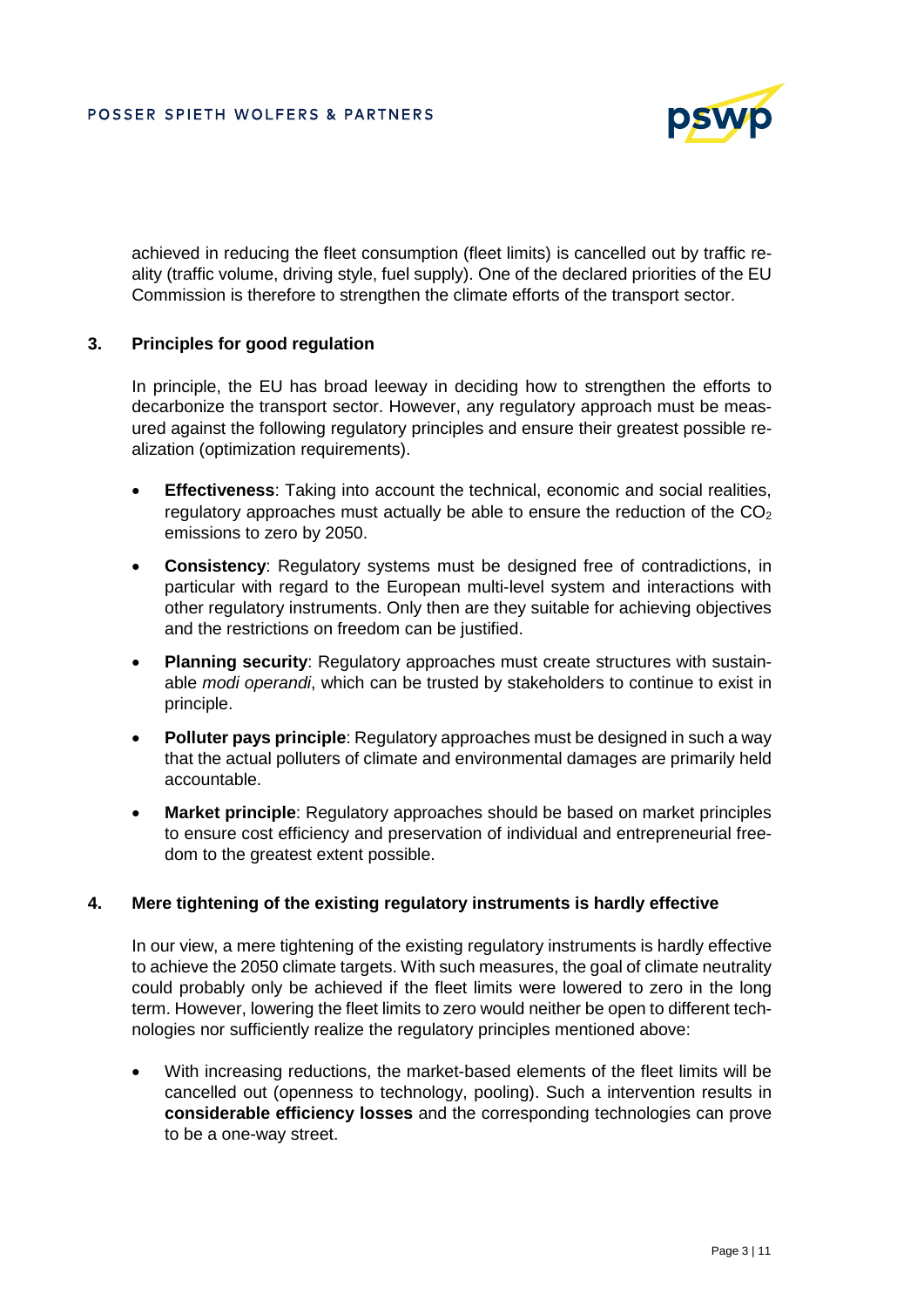achieved in reducing the fleet consumption (fleet limits) is cancelled out by traffic reality (traffic volume, driving style, fuel supply). One of the declared priorities of the EU Commission is therefore to strengthen the climate efforts of the transport sector.

## 3. Principles for good regulation

In principle, the EU has broad leeway in deciding how to strengthen the efforts to decarbonize the transport sector. However, any regulatory approach must be measured against the following regulatory principles and ensure their greatest possible realization (optimization requirements).

- **Effectiveness**: Taking into account the technical, economic and social realities, regulatory approaches must actually be able to ensure the reduction of the $CO_2$ emissions to zero by 2050.
- **Consistency**: Regulatory systems must be designed free of contradictions, in particular with regard to the European multi-level system and interactions with other regulatory instruments. Only then are they suitable for achieving objectives and the restrictions on freedom can be justified.
- **Planning security**: Regulatory approaches must create structures with sustainable *modi operandi*, which can be trusted by stakeholders to continue to exist in principle.
- **Polluter pays principle**: Regulatory approaches must be designed in such a way that the actual polluters of climate and environmental damages are primarily held accountable.
- **Market principle**: Regulatory approaches should be based on market principles to ensure cost efficiency and preservation of individual and entrepreneurial freedom to the greatest extent possible.

## 4. Mere tightening of the existing regulatory instruments is hardly effective

In our view, a mere tightening of the existing regulatory instruments is hardly effective to achieve the 2050 climate targets. With such measures, the goal of climate neutrality could probably only be achieved if the fleet limits were lowered to zero in the long term. However, lowering the fleet limits to zero would neither be open to different technologies nor sufficiently realize the regulatory principles mentioned above:

- With increasing reductions, the market-based elements of the fleet limits will be cancelled out (openness to technology, pooling). Such a intervention results in **considerable efficiency losses** and the corresponding technologies can prove to be a one-way street.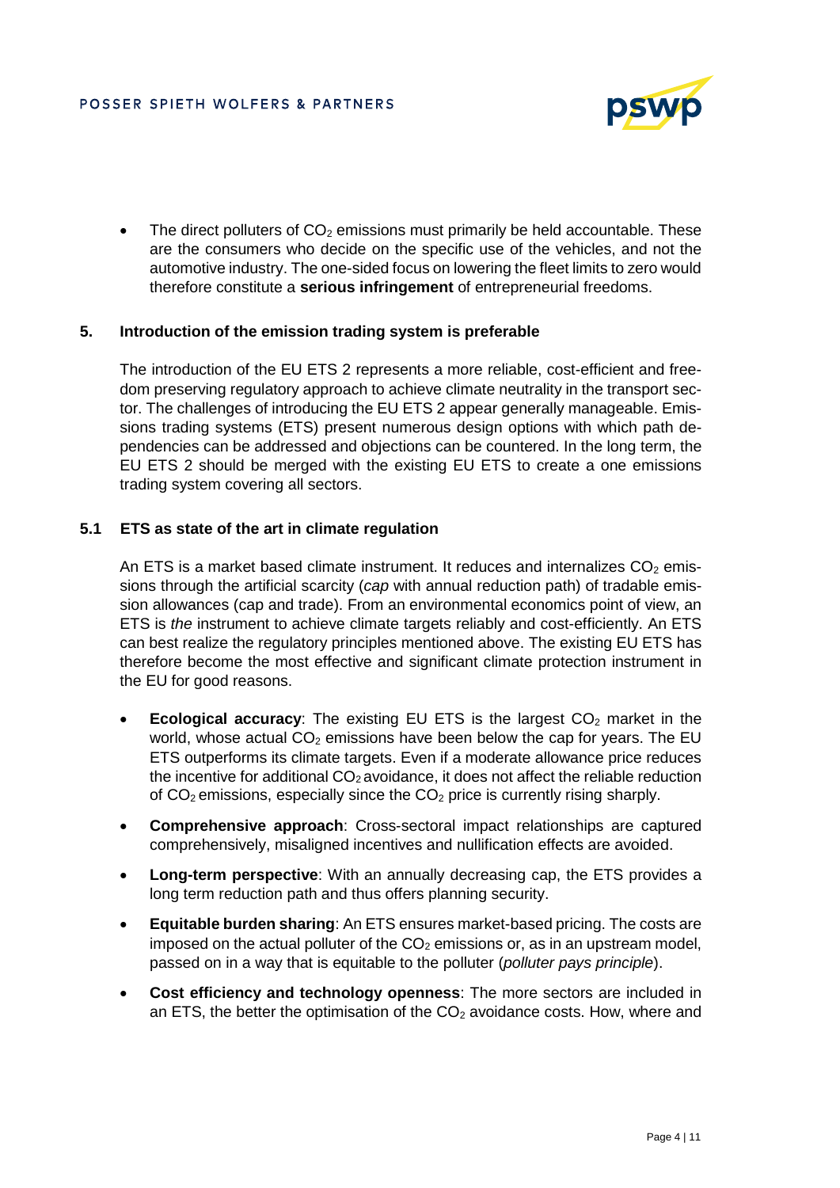- The direct polluters of $CO_2$ emissions must primarily be held accountable. These are the consumers who decide on the specific use of the vehicles, and not the automotive industry. The one-sided focus on lowering the fleet limits to zero would therefore constitute a **serious infringement** of entrepreneurial freedoms.

## 5. Introduction of the emission trading system is preferable

The introduction of the EU ETS 2 represents a more reliable, cost-efficient and freedom preserving regulatory approach to achieve climate neutrality in the transport sector. The challenges of introducing the EU ETS 2 appear generally manageable. Emissions trading systems (ETS) present numerous design options with which path dependencies can be addressed and objections can be countered. In the long term, the EU ETS 2 should be merged with the existing EU ETS to create a one emissions trading system covering all sectors.

### 5.1 ETS as state of the art in climate regulation

An ETS is a market based climate instrument. It reduces and internalizes $CO_2$ emissions through the artificial scarcity (*cap* with annual reduction path) of tradable emission allowances (cap and trade). From an environmental economics point of view, an ETS is *the* instrument to achieve climate targets reliably and cost-efficiently. An ETS can best realize the regulatory principles mentioned above. The existing EU ETS has therefore become the most effective and significant climate protection instrument in the EU for good reasons.

- **Ecological accuracy**: The existing EU ETS is the largest $CO_2$ market in the world, whose actual $CO_2$ emissions have been below the cap for years. The EU ETS outperforms its climate targets. Even if a moderate allowance price reduces the incentive for additional $CO_2$ avoidance, it does not affect the reliable reduction of $CO_2$ emissions, especially since the $CO_2$ price is currently rising sharply.
- **Comprehensive approach**: Cross-sectoral impact relationships are captured comprehensively, misaligned incentives and nullification effects are avoided.
- **Long-term perspective**: With an annually decreasing cap, the ETS provides a long term reduction path and thus offers planning security.
- **Equitable burden sharing**: An ETS ensures market-based pricing. The costs are imposed on the actual polluter of the $CO_2$ emissions or, as in an upstream model, passed on in a way that is equitable to the polluter (*polluter pays principle*).
- **Cost efficiency and technology openness**: The more sectors are included in an ETS, the better the optimisation of the $CO_2$ avoidance costs. How, where and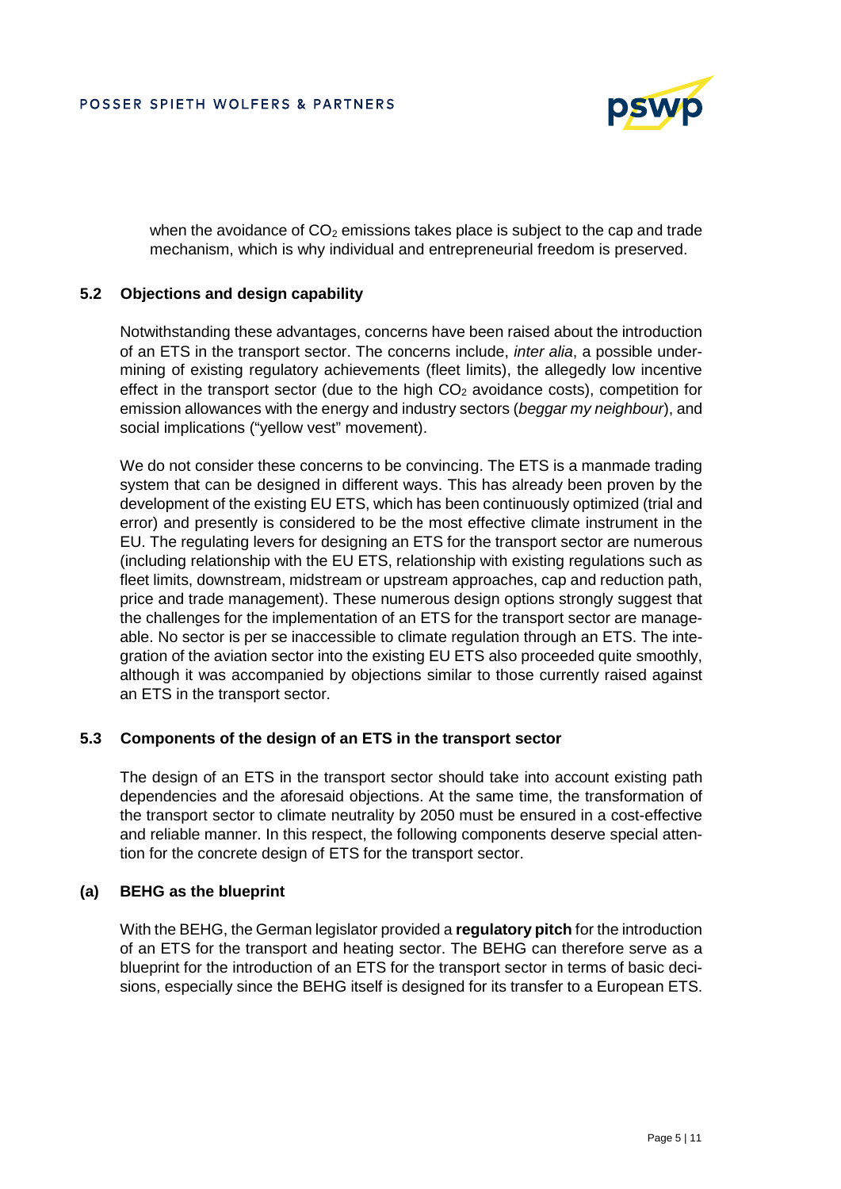when the avoidance of $CO_2$ emissions takes place is subject to the cap and trade mechanism, which is why individual and entrepreneurial freedom is preserved.

### 5.2 Objections and design capability

Notwithstanding these advantages, concerns have been raised about the introduction of an ETS in the transport sector. The concerns include, *inter alia*, a possible undermining of existing regulatory achievements (fleet limits), the allegedly low incentive effect in the transport sector (due to the high $CO_2$ avoidance costs), competition for emission allowances with the energy and industry sectors (*beggar my neighbour*), and social implications ("yellow vest" movement).

We do not consider these concerns to be convincing. The ETS is a manmade trading system that can be designed in different ways. This has already been proven by the development of the existing EU ETS, which has been continuously optimized (trial and error) and presently is considered to be the most effective climate instrument in the EU. The regulating levers for designing an ETS for the transport sector are numerous (including relationship with the EU ETS, relationship with existing regulations such as fleet limits, downstream, midstream or upstream approaches, cap and reduction path, price and trade management). These numerous design options strongly suggest that the challenges for the implementation of an ETS for the transport sector are manageable. No sector is per se inaccessible to climate regulation through an ETS. The integration of the aviation sector into the existing EU ETS also proceeded quite smoothly, although it was accompanied by objections similar to those currently raised against an ETS in the transport sector.

### 5.3 Components of the design of an ETS in the transport sector

The design of an ETS in the transport sector should take into account existing path dependencies and the aforesaid objections. At the same time, the transformation of the transport sector to climate neutrality by 2050 must be ensured in a cost-effective and reliable manner. In this respect, the following components deserve special attention for the concrete design of ETS for the transport sector.

#### (a) BEHG as the blueprint

With the BEHG, the German legislator provided a **regulatory pitch** for the introduction of an ETS for the transport and heating sector. The BEHG can therefore serve as a blueprint for the introduction of an ETS for the transport sector in terms of basic decisions, especially since the BEHG itself is designed for its transfer to a European ETS.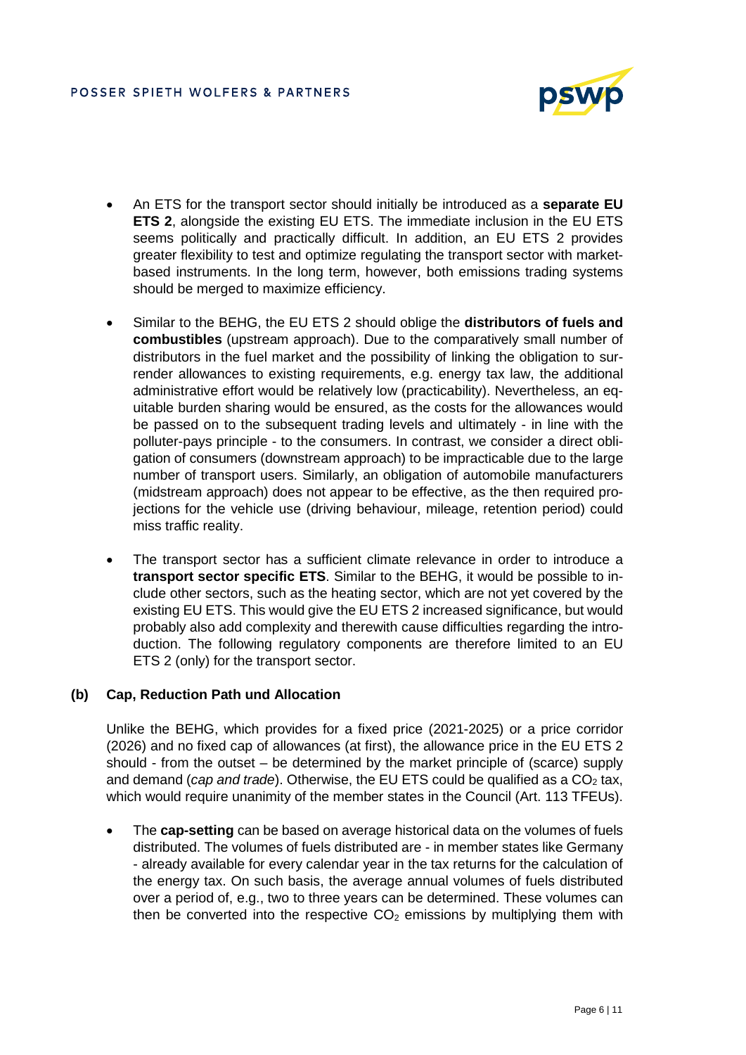- An ETS for the transport sector should initially be introduced as a **separate EU ETS 2**, alongside the existing EU ETS. The immediate inclusion in the EU ETS seems politically and practically difficult. In addition, an EU ETS 2 provides greater flexibility to test and optimize regulating the transport sector with market-based instruments. In the long term, however, both emissions trading systems should be merged to maximize efficiency.

- Similar to the BEHG, the EU ETS 2 should oblige the **distributors of fuels and combustibles** (upstream approach). Due to the comparatively small number of distributors in the fuel market and the possibility of linking the obligation to surrender allowances to existing requirements, e.g. energy tax law, the additional administrative effort would be relatively low (practicability). Nevertheless, an equitable burden sharing would be ensured, as the costs for the allowances would be passed on to the subsequent trading levels and ultimately - in line with the polluter-pays principle - to the consumers. In contrast, we consider a direct obligation of consumers (downstream approach) to be impracticable due to the large number of transport users. Similarly, an obligation of automobile manufacturers (midstream approach) does not appear to be effective, as the then required projections for the vehicle use (driving behaviour, mileage, retention period) could miss traffic reality.

- The transport sector has a sufficient climate relevance in order to introduce a **transport sector specific ETS**. Similar to the BEHG, it would be possible to include other sectors, such as the heating sector, which are not yet covered by the existing EU ETS. This would give the EU ETS 2 increased significance, but would probably also add complexity and therewith cause difficulties regarding the introduction. The following regulatory components are therefore limited to an EU ETS 2 (only) for the transport sector.

**(b) Cap, Reduction Path und Allocation**

Unlike the BEHG, which provides for a fixed price (2021-2025) or a price corridor (2026) and no fixed cap of allowances (at first), the allowance price in the EU ETS 2 should - from the outset – be determined by the market principle of (scarce) supply and demand (*cap and trade*). Otherwise, the EU ETS could be qualified as a $CO_2$ tax, which would require unanimity of the member states in the Council (Art. 113 TFEUs).

- The **cap-setting** can be based on average historical data on the volumes of fuels distributed. The volumes of fuels distributed are - in member states like Germany - already available for every calendar year in the tax returns for the calculation of the energy tax. On such basis, the average annual volumes of fuels distributed over a period of, e.g., two to three years can be determined. These volumes can then be converted into the respective $CO_2$ emissions by multiplying them with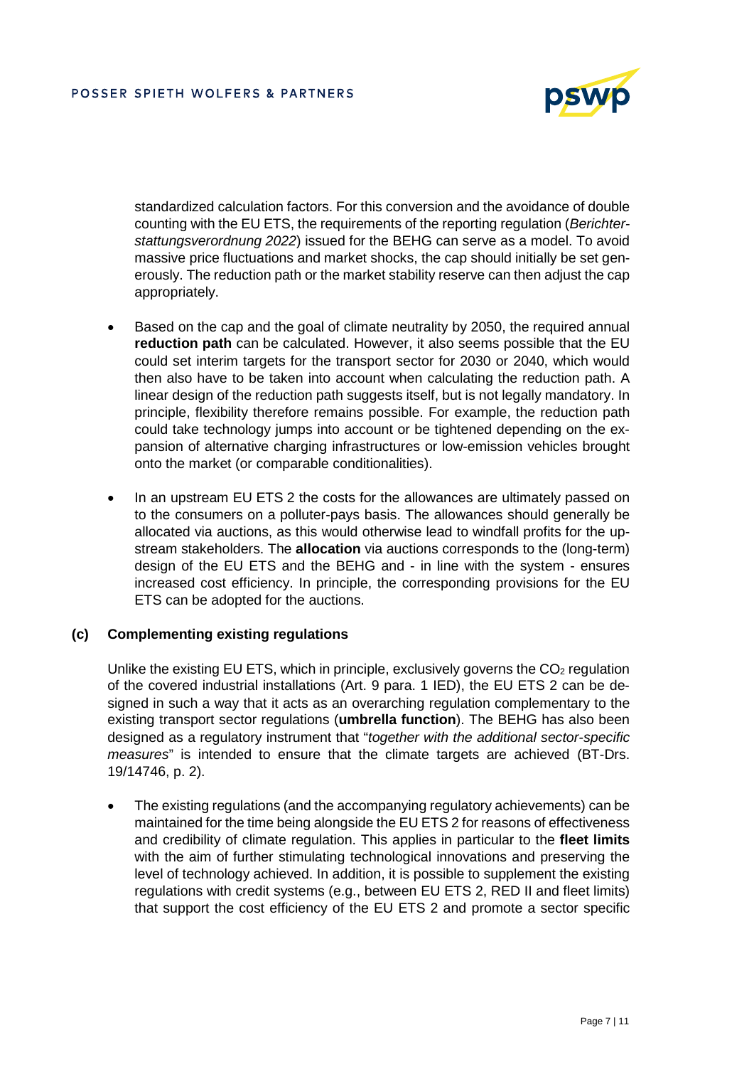standardized calculation factors. For this conversion and the avoidance of double counting with the EU ETS, the requirements of the reporting regulation (*Berichterstattungsverordnung 2022*) issued for the BEHG can serve as a model. To avoid massive price fluctuations and market shocks, the cap should initially be set generously. The reduction path or the market stability reserve can then adjust the cap appropriately.

- Based on the cap and the goal of climate neutrality by 2050, the required annual **reduction path** can be calculated. However, it also seems possible that the EU could set interim targets for the transport sector for 2030 or 2040, which would then also have to be taken into account when calculating the reduction path. A linear design of the reduction path suggests itself, but is not legally mandatory. In principle, flexibility therefore remains possible. For example, the reduction path could take technology jumps into account or be tightened depending on the expansion of alternative charging infrastructures or low-emission vehicles brought onto the market (or comparable conditionalities).
- In an upstream EU ETS 2 the costs for the allowances are ultimately passed on to the consumers on a polluter-pays basis. The allowances should generally be allocated via auctions, as this would otherwise lead to windfall profits for the upstream stakeholders. The **allocation** via auctions corresponds to the (long-term) design of the EU ETS and the BEHG and - in line with the system - ensures increased cost efficiency. In principle, the corresponding provisions for the EU ETS can be adopted for the auctions.

### (c) Complementing existing regulations

Unlike the existing EU ETS, which in principle, exclusively governs the $CO_2$ regulation of the covered industrial installations (Art. 9 para. 1 IED), the EU ETS 2 can be designed in such a way that it acts as an overarching regulation complementary to the existing transport sector regulations (**umbrella function**). The BEHG has also been designed as a regulatory instrument that "*together with the additional sector-specific measures*" is intended to ensure that the climate targets are achieved (BT-Drs. 19/14746, p. 2).

- The existing regulations (and the accompanying regulatory achievements) can be maintained for the time being alongside the EU ETS 2 for reasons of effectiveness and credibility of climate regulation. This applies in particular to the **fleet limits** with the aim of further stimulating technological innovations and preserving the level of technology achieved. In addition, it is possible to supplement the existing regulations with credit systems (e.g., between EU ETS 2, RED II and fleet limits) that support the cost efficiency of the EU ETS 2 and promote a sector specific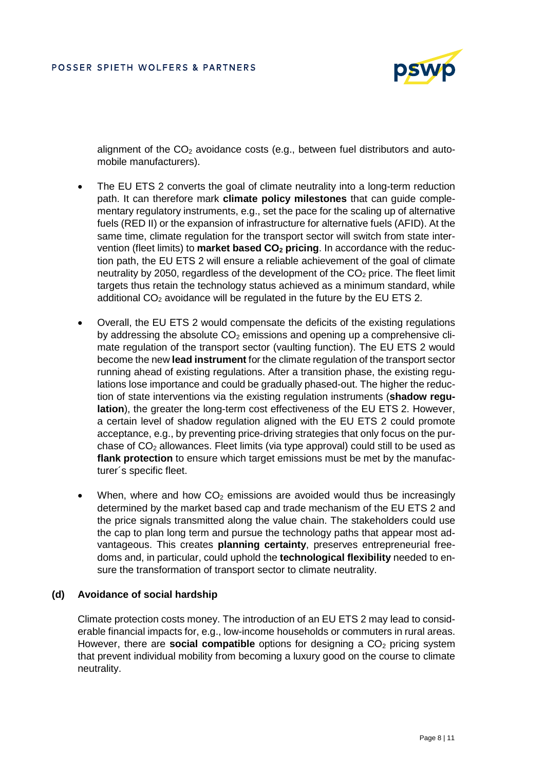alignment of the $CO_2$ avoidance costs (e.g., between fuel distributors and automobile manufacturers).

- The EU ETS 2 converts the goal of climate neutrality into a long-term reduction path. It can therefore mark **climate policy milestones** that can guide complementary regulatory instruments, e.g., set the pace for the scaling up of alternative fuels (RED II) or the expansion of infrastructure for alternative fuels (AFID). At the same time, climate regulation for the transport sector will switch from state intervention (fleet limits) to **market based $CO_2$ pricing**. In accordance with the reduction path, the EU ETS 2 will ensure a reliable achievement of the goal of climate neutrality by 2050, regardless of the development of the $CO_2$ price. The fleet limit targets thus retain the technology status achieved as a minimum standard, while additional $CO_2$ avoidance will be regulated in the future by the EU ETS 2.
- Overall, the EU ETS 2 would compensate the deficits of the existing regulations by addressing the absolute $CO_2$ emissions and opening up a comprehensive climate regulation of the transport sector (vaulting function). The EU ETS 2 would become the new **lead instrument** for the climate regulation of the transport sector running ahead of existing regulations. After a transition phase, the existing regulations lose importance and could be gradually phased-out. The higher the reduction of state interventions via the existing regulation instruments (**shadow regulation**), the greater the long-term cost effectiveness of the EU ETS 2. However, a certain level of shadow regulation aligned with the EU ETS 2 could promote acceptance, e.g., by preventing price-driving strategies that only focus on the purchase of $CO_2$ allowances. Fleet limits (via type approval) could still to be used as **flank protection** to ensure which target emissions must be met by the manufacturer´s specific fleet.
- When, where and how $CO_2$ emissions are avoided would thus be increasingly determined by the market based cap and trade mechanism of the EU ETS 2 and the price signals transmitted along the value chain. The stakeholders could use the cap to plan long term and pursue the technology paths that appear most advantageous. This creates **planning certainty**, preserves entrepreneurial freedoms and, in particular, could uphold the **technological flexibility** needed to ensure the transformation of transport sector to climate neutrality.

**(d) Avoidance of social hardship**

Climate protection costs money. The introduction of an EU ETS 2 may lead to considerable financial impacts for, e.g., low-income households or commuters in rural areas. However, there are **social compatible** options for designing a $CO_2$ pricing system that prevent individual mobility from becoming a luxury good on the course to climate neutrality.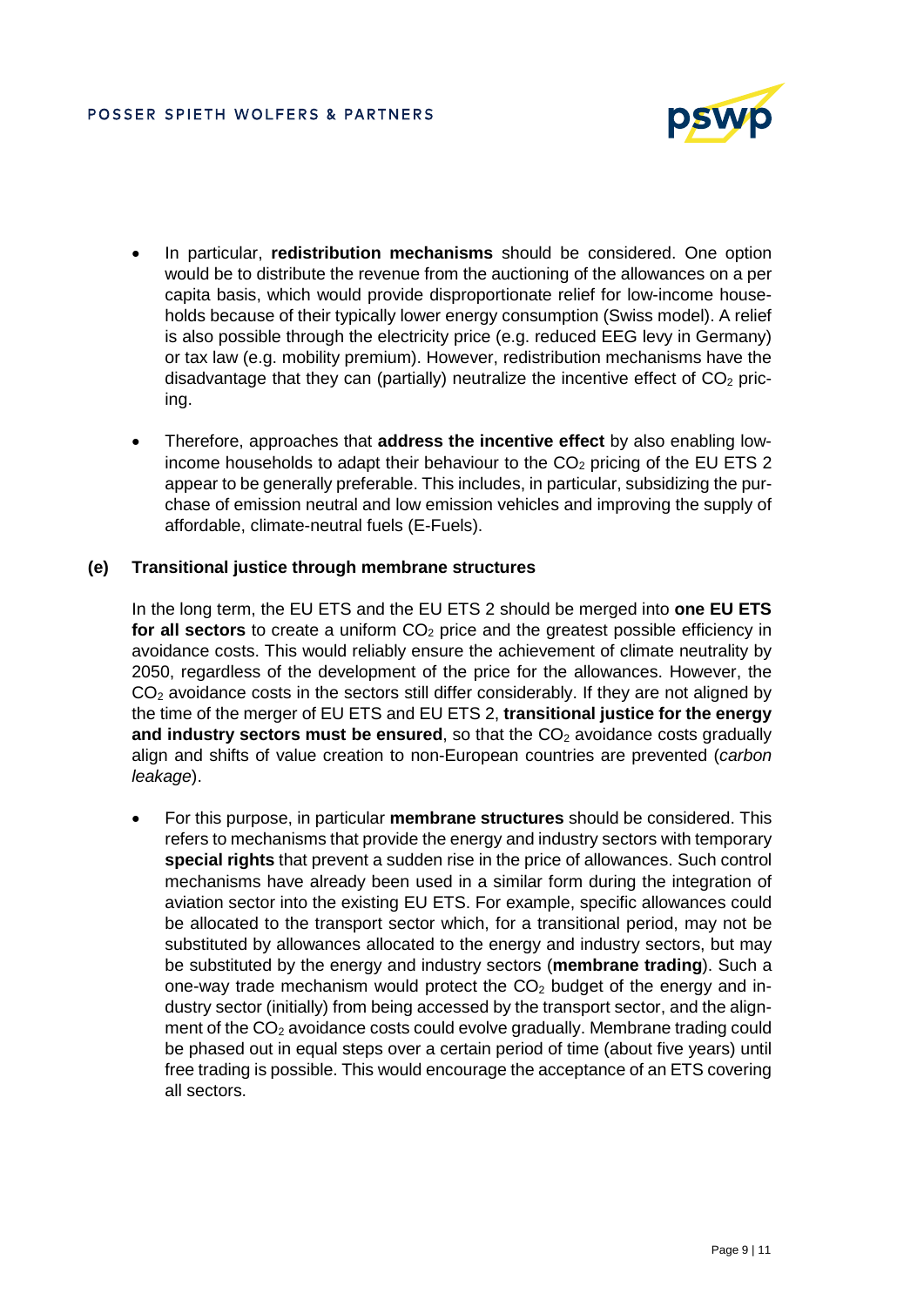- In particular, **redistribution mechanisms** should be considered. One option would be to distribute the revenue from the auctioning of the allowances on a per capita basis, which would provide disproportionate relief for low-income households because of their typically lower energy consumption (Swiss model). A relief is also possible through the electricity price (e.g. reduced EEG levy in Germany) or tax law (e.g. mobility premium). However, redistribution mechanisms have the disadvantage that they can (partially) neutralize the incentive effect of $CO_2$ pricing.

- Therefore, approaches that **address the incentive effect** by also enabling low-income households to adapt their behaviour to the $CO_2$ pricing of the EU ETS 2 appear to be generally preferable. This includes, in particular, subsidizing the purchase of emission neutral and low emission vehicles and improving the supply of affordable, climate-neutral fuels (E-Fuels).

### (e) Transitional justice through membrane structures

In the long term, the EU ETS and the EU ETS 2 should be merged into **one EU ETS for all sectors** to create a uniform $CO_2$ price and the greatest possible efficiency in avoidance costs. This would reliably ensure the achievement of climate neutrality by 2050, regardless of the development of the price for the allowances. However, the $CO_2$ avoidance costs in the sectors still differ considerably. If they are not aligned by the time of the merger of EU ETS and EU ETS 2, **transitional justice for the energy and industry sectors must be ensured**, so that the $CO_2$ avoidance costs gradually align and shifts of value creation to non-European countries are prevented (*carbon leakage*).

- For this purpose, in particular **membrane structures** should be considered. This refers to mechanisms that provide the energy and industry sectors with temporary **special rights** that prevent a sudden rise in the price of allowances. Such control mechanisms have already been used in a similar form during the integration of aviation sector into the existing EU ETS. For example, specific allowances could be allocated to the transport sector which, for a transitional period, may not be substituted by allowances allocated to the energy and industry sectors, but may be substituted by the energy and industry sectors (**membrane trading**). Such a one-way trade mechanism would protect the $CO_2$ budget of the energy and industry sector (initially) from being accessed by the transport sector, and the alignment of the $CO_2$ avoidance costs could evolve gradually. Membrane trading could be phased out in equal steps over a certain period of time (about five years) until free trading is possible. This would encourage the acceptance of an ETS covering all sectors.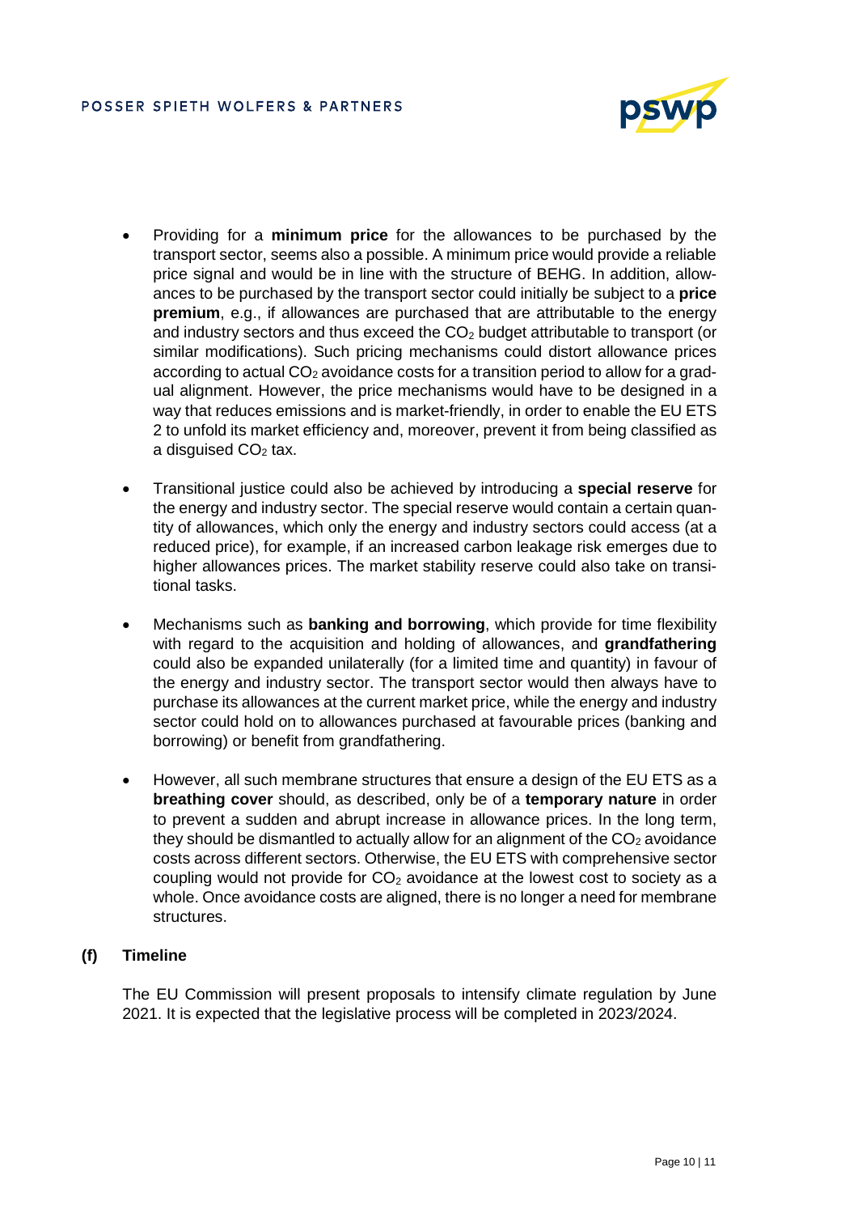- Providing for a **minimum price** for the allowances to be purchased by the transport sector, seems also a possible. A minimum price would provide a reliable price signal and would be in line with the structure of BEHG. In addition, allowances to be purchased by the transport sector could initially be subject to a **price premium**, e.g., if allowances are purchased that are attributable to the energy and industry sectors and thus exceed the $CO_2$ budget attributable to transport (or similar modifications). Such pricing mechanisms could distort allowance prices according to actual $CO_2$ avoidance costs for a transition period to allow for a gradual alignment. However, the price mechanisms would have to be designed in a way that reduces emissions and is market-friendly, in order to enable the EU ETS 2 to unfold its market efficiency and, moreover, prevent it from being classified as a disguised $CO_2$ tax.

- Transitional justice could also be achieved by introducing a **special reserve** for the energy and industry sector. The special reserve would contain a certain quantity of allowances, which only the energy and industry sectors could access (at a reduced price), for example, if an increased carbon leakage risk emerges due to higher allowances prices. The market stability reserve could also take on transitional tasks.

- Mechanisms such as **banking and borrowing**, which provide for time flexibility with regard to the acquisition and holding of allowances, and **grandfathering** could also be expanded unilaterally (for a limited time and quantity) in favour of the energy and industry sector. The transport sector would then always have to purchase its allowances at the current market price, while the energy and industry sector could hold on to allowances purchased at favourable prices (banking and borrowing) or benefit from grandfathering.

- However, all such membrane structures that ensure a design of the EU ETS as a **breathing cover** should, as described, only be of a **temporary nature** in order to prevent a sudden and abrupt increase in allowance prices. In the long term, they should be dismantled to actually allow for an alignment of the $CO_2$ avoidance costs across different sectors. Otherwise, the EU ETS with comprehensive sector coupling would not provide for $CO_2$ avoidance at the lowest cost to society as a whole. Once avoidance costs are aligned, there is no longer a need for membrane structures.

### (f) Timeline

The EU Commission will present proposals to intensify climate regulation by June 2021. It is expected that the legislative process will be completed in 2023/2024.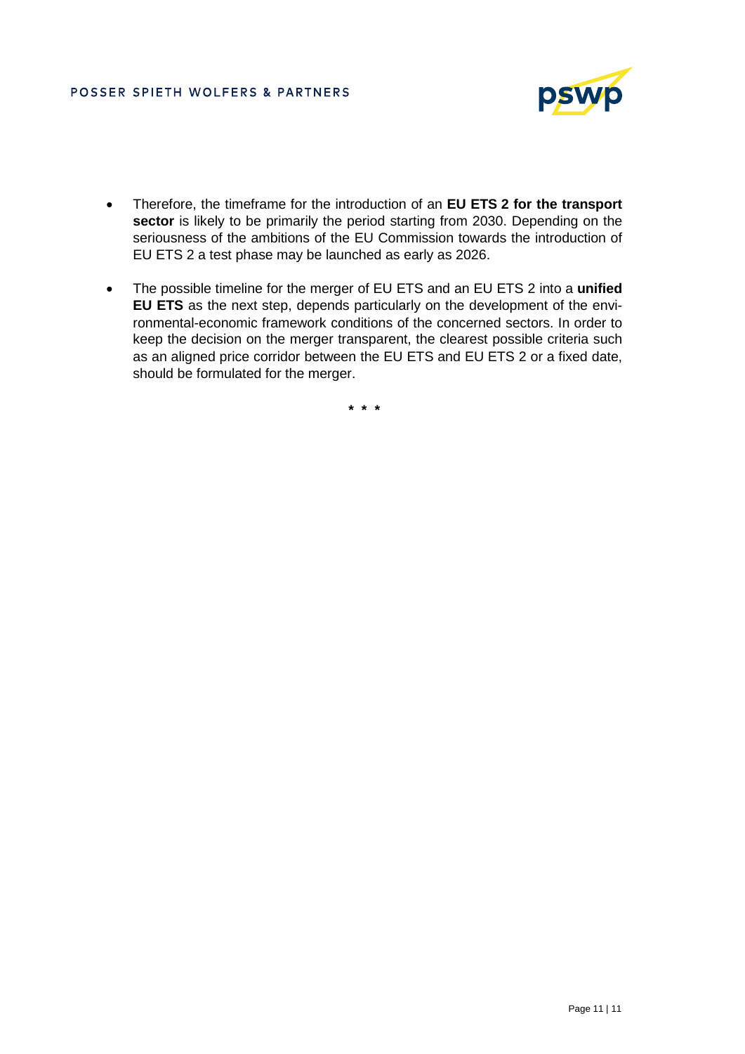- Therefore, the timeframe for the introduction of an **EU ETS 2 for the transport sector** is likely to be primarily the period starting from 2030. Depending on the seriousness of the ambitions of the EU Commission towards the introduction of EU ETS 2 a test phase may be launched as early as 2026.

- The possible timeline for the merger of EU ETS and an EU ETS 2 into a **unified EU ETS** as the next step, depends particularly on the development of the environmental-economic framework conditions of the concerned sectors. In order to keep the decision on the merger transparent, the clearest possible criteria such as an aligned price corridor between the EU ETS and EU ETS 2 or a fixed date, should be formulated for the merger.

\* \* \*